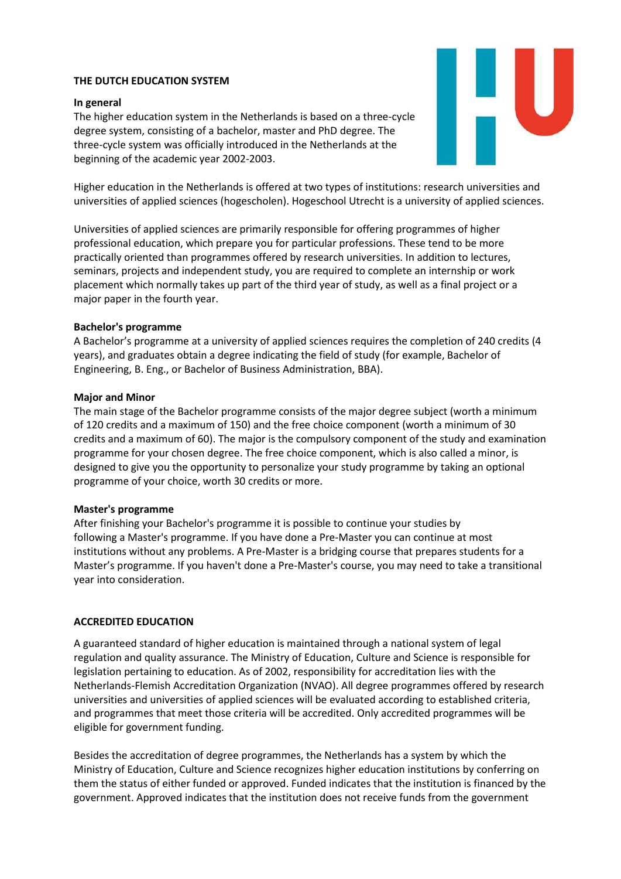# THE DUTCH EDUCATION SYSTEM

## In general

The higher education system in the Netherlands is based on a three-cycle degree system, consisting of a bachelor, master and PhD degree. The three-cycle system was officially introduced in the Netherlands at the beginning of the academic year 2002-2003.

Higher education in the Netherlands is offered at two types of institutions: research universities and universities of applied sciences (hogescholen). Hogeschool Utrecht is a university of applied sciences.

Universities of applied sciences are primarily responsible for offering programmes of higher professional education, which prepare you for particular professions. These tend to be more practically oriented than programmes offered by research universities. In addition to lectures, seminars, projects and independent study, you are required to complete an internship or work placement which normally takes up part of the third year of study, as well as a final project or a major paper in the fourth year.

## Bachelor's programme

A Bachelor's programme at a university of applied sciences requires the completion of 240 credits (4 years), and graduates obtain a degree indicating the field of study (for example, Bachelor of Engineering, B. Eng., or Bachelor of Business Administration, BBA).

## Major and Minor

The main stage of the Bachelor programme consists of the major degree subject (worth a minimum of 120 credits and a maximum of 150) and the free choice component (worth a minimum of 30 credits and a maximum of 60). The major is the compulsory component of the study and examination programme for your chosen degree. The free choice component, which is also called a minor, is designed to give you the opportunity to personalize your study programme by taking an optional programme of your choice, worth 30 credits or more.

## Master's programme

After finishing your Bachelor's programme it is possible to continue your studies by following a Master's programme. If you have done a Pre-Master you can continue at most institutions without any problems. A Pre-Master is a bridging course that prepares students for a Master's programme. If you haven't done a Pre-Master's course, you may need to take a transitional year into consideration.

# ACCREDITED EDUCATION

A guaranteed standard of higher education is maintained through a national system of legal regulation and quality assurance. The Ministry of Education, Culture and Science is responsible for legislation pertaining to education. As of 2002, responsibility for accreditation lies with the Netherlands-Flemish Accreditation Organization (NVAO). All degree programmes offered by research universities and universities of applied sciences will be evaluated according to established criteria, and programmes that meet those criteria will be accredited. Only accredited programmes will be eligible for government funding.

Besides the accreditation of degree programmes, the Netherlands has a system by which the Ministry of Education, Culture and Science recognizes higher education institutions by conferring on them the status of either funded or approved. Funded indicates that the institution is financed by the government. Approved indicates that the institution does not receive funds from the government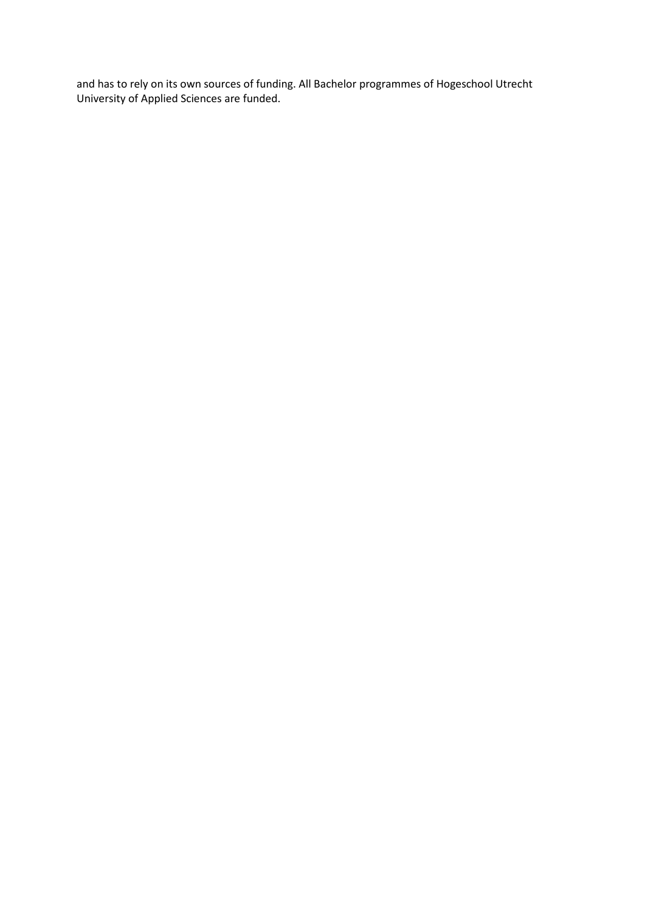and has to rely on its own sources of funding. All Bachelor programmes of Hogeschool Utrecht University of Applied Sciences are funded.